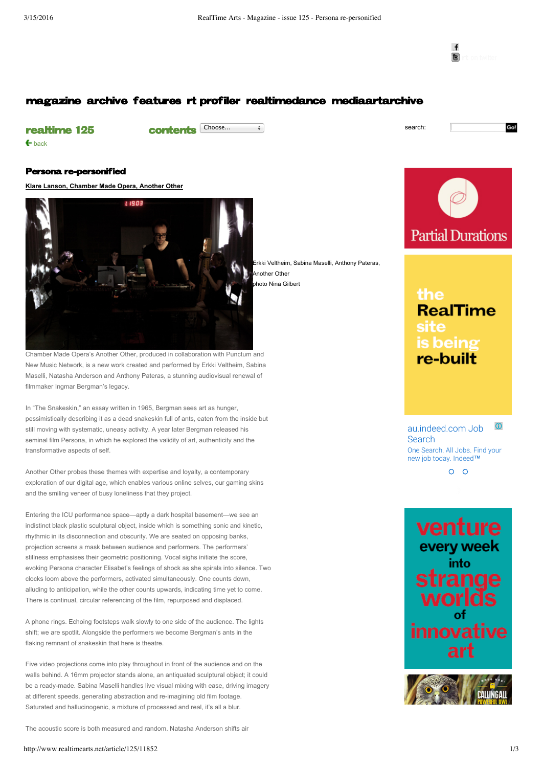# Persona re-personified

**Klare Lanson, Chamber Made Opera, Another Other**

Erkki Veltheim, Sabina Maselli, Anthony Pateras, Another Other
photo Nina Gilbert

Chamber Made Opera's Another Other, produced in collaboration with Punctum and New Music Network, is a new work created and performed by Erkki Veltheim, Sabina Maselli, Natasha Anderson and Anthony Pateras, a stunning audiovisual renewal of filmmaker Ingmar Bergman's legacy.

In "The Snakeskin," an essay written in 1965, Bergman sees art as hunger, pessimistically describing it as a dead snakeskin full of ants, eaten from the inside but still moving with systematic, uneasy activity. A year later Bergman released his seminal film Persona, in which he explored the validity of art, authenticity and the transformative aspects of self.

Another Other probes these themes with expertise and loyalty, a contemporary exploration of our digital age, which enables various online selves, our gaming skins and the smiling veneer of busy loneliness that they project.

Entering the ICU performance space—aptly a dark hospital basement—we see an indistinct black plastic sculptural object, inside which is something sonic and kinetic, rhythmic in its disconnection and obscurity. We are seated on opposing banks, projection screens a mask between audience and performers. The performers' stillness emphasises their geometric positioning. Vocal sighs initiate the score, evoking Persona character Elisabet's feelings of shock as she spirals into silence. Two clocks loom above the performers, activated simultaneously. One counts down, alluding to anticipation, while the other counts upwards, indicating time yet to come. There is continual, circular referencing of the film, repurposed and displaced.

A phone rings. Echoing footsteps walk slowly to one side of the audience. The lights shift; we are spotlit. Alongside the performers we become Bergman's ants in the flaking remnant of snakeskin that here is theatre.

Five video projections come into play throughout in front of the audience and on the walls behind. A 16mm projector stands alone, an antiquated sculptural object; it could be a ready-made. Sabina Maselli handles live visual mixing with ease, driving imagery at different speeds, generating abstraction and re-imagining old film footage. Saturated and hallucinogenic, a mixture of processed and real, it's all a blur.

The acoustic score is both measured and random. Natasha Anderson shifts air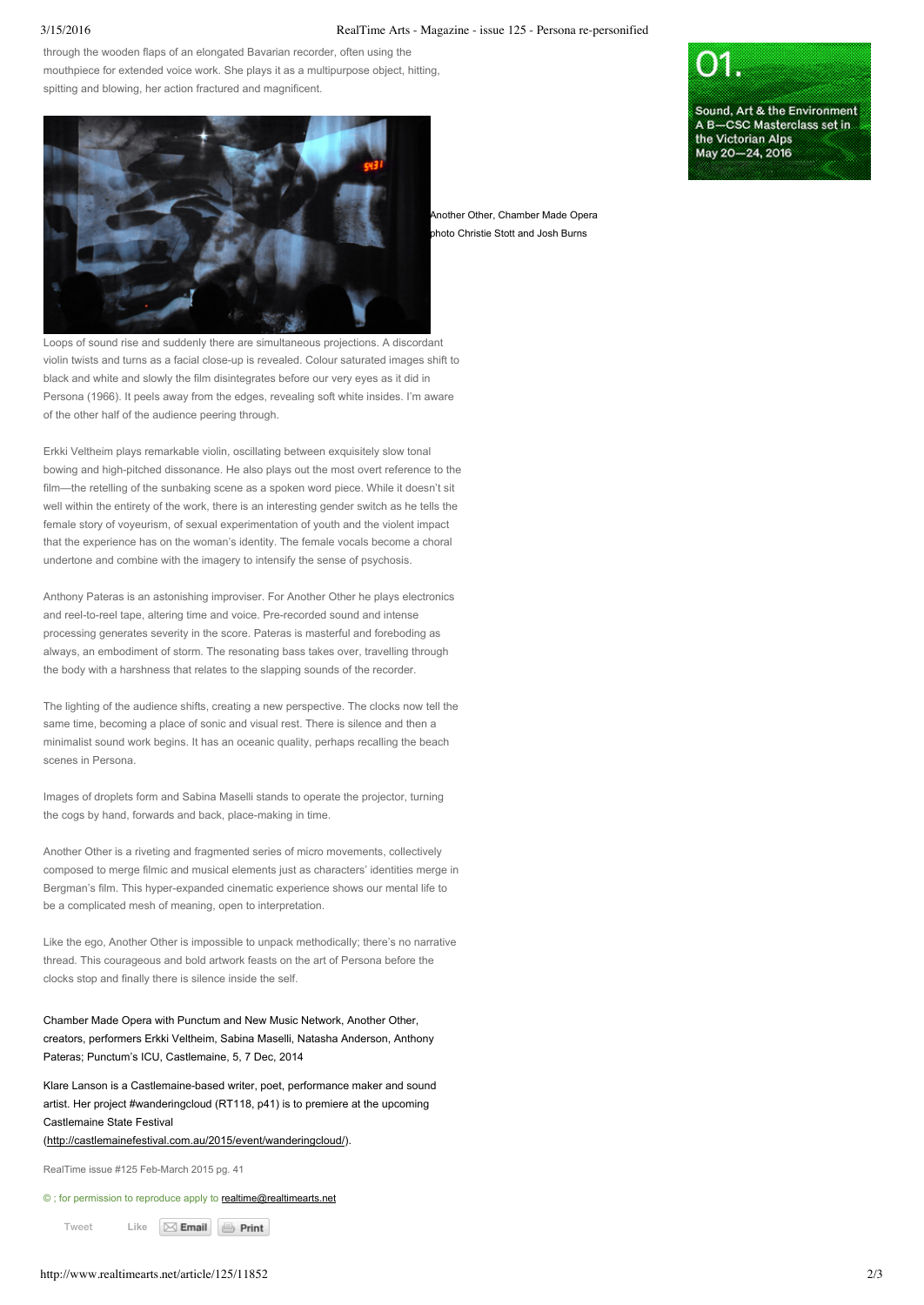through the wooden flaps of an elongated Bavarian recorder, often using the mouthpiece for extended voice work. She plays it as a multipurpose object, hitting, spitting and blowing, her action fractured and magnificent.

Another Other, Chamber Made Opera
photo Christie Stott and Josh Burns

Loops of sound rise and suddenly there are simultaneous projections. A discordant violin twists and turns as a facial close-up is revealed. Colour saturated images shift to black and white and slowly the film disintegrates before our very eyes as it did in Persona (1966). It peels away from the edges, revealing soft white insides. I'm aware of the other half of the audience peering through.

Erkki Veltheim plays remarkable violin, oscillating between exquisitely slow tonal bowing and high-pitched dissonance. He also plays out the most overt reference to the film—the retelling of the sunbaking scene as a spoken word piece. While it doesn't sit well within the entirety of the work, there is an interesting gender switch as he tells the female story of voyeurism, of sexual experimentation of youth and the violent impact that the experience has on the woman's identity. The female vocals become a choral undertone and combine with the imagery to intensify the sense of psychosis.

Anthony Pateras is an astonishing improviser. For Another Other he plays electronics and reel-to-reel tape, altering time and voice. Pre-recorded sound and intense processing generates severity in the score. Pateras is masterful and foreboding as always, an embodiment of storm. The resonating bass takes over, travelling through the body with a harshness that relates to the slapping sounds of the recorder.

The lighting of the audience shifts, creating a new perspective. The clocks now tell the same time, becoming a place of sonic and visual rest. There is silence and then a minimalist sound work begins. It has an oceanic quality, perhaps recalling the beach scenes in Persona.

Images of droplets form and Sabina Maselli stands to operate the projector, turning the cogs by hand, forwards and back, place-making in time.

Another Other is a riveting and fragmented series of micro movements, collectively composed to merge filmic and musical elements just as characters' identities merge in Bergman's film. This hyper-expanded cinematic experience shows our mental life to be a complicated mesh of meaning, open to interpretation.

Like the ego, Another Other is impossible to unpack methodically; there's no narrative thread. This courageous and bold artwork feasts on the art of Persona before the clocks stop and finally there is silence inside the self.

Chamber Made Opera with Punctum and New Music Network, Another Other, creators, performers Erkki Veltheim, Sabina Maselli, Natasha Anderson, Anthony Pateras; Punctum's ICU, Castlemaine, 5, 7 Dec, 2014

Klare Lanson is a Castlemaine-based writer, poet, performance maker and sound artist. Her project #wanderingcloud (RT118, p41) is to premiere at the upcoming Castlemaine State Festival (http://castlemainefestival.com.au/2015/event/wanderingcloud/).

RealTime issue #125 Feb-March 2015 pg. 41

© ; for permission to reproduce apply to realtime@realtimearts.net

01.
Sound, Art & the Environment
A B—CSC Masterclass set in the Victorian Alps
May 20—24, 2016